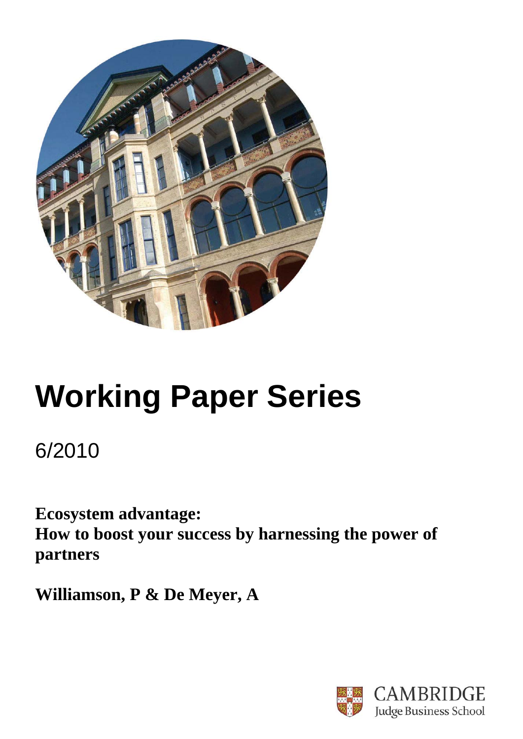# Working Paper Series

6/2010

**Ecosystem advantage:**
**How to boost your success by harnessing the power of partners**

**Williamson, P & De Meyer, A**

CAMBRIDGE
Judge Business School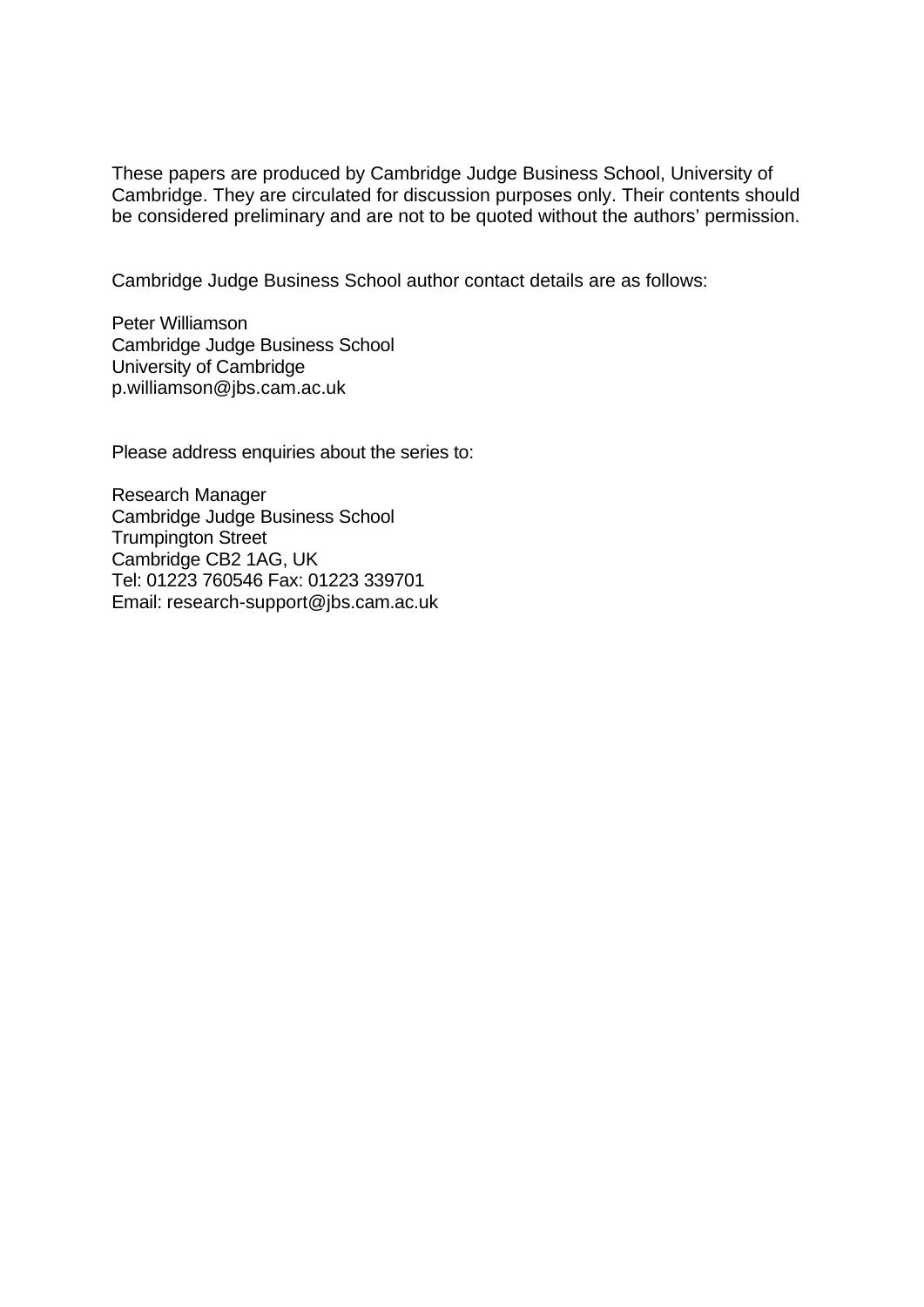These papers are produced by Cambridge Judge Business School, University of Cambridge. They are circulated for discussion purposes only. Their contents should be considered preliminary and are not to be quoted without the authors' permission.

Cambridge Judge Business School author contact details are as follows:

Peter Williamson  
Cambridge Judge Business School  
University of Cambridge  
p.williamson@jbs.cam.ac.uk

Please address enquiries about the series to:

Research Manager  
Cambridge Judge Business School  
Trumpington Street  
Cambridge CB2 1AG, UK  
Tel: 01223 760546 Fax: 01223 339701  
Email: research-support@jbs.cam.ac.uk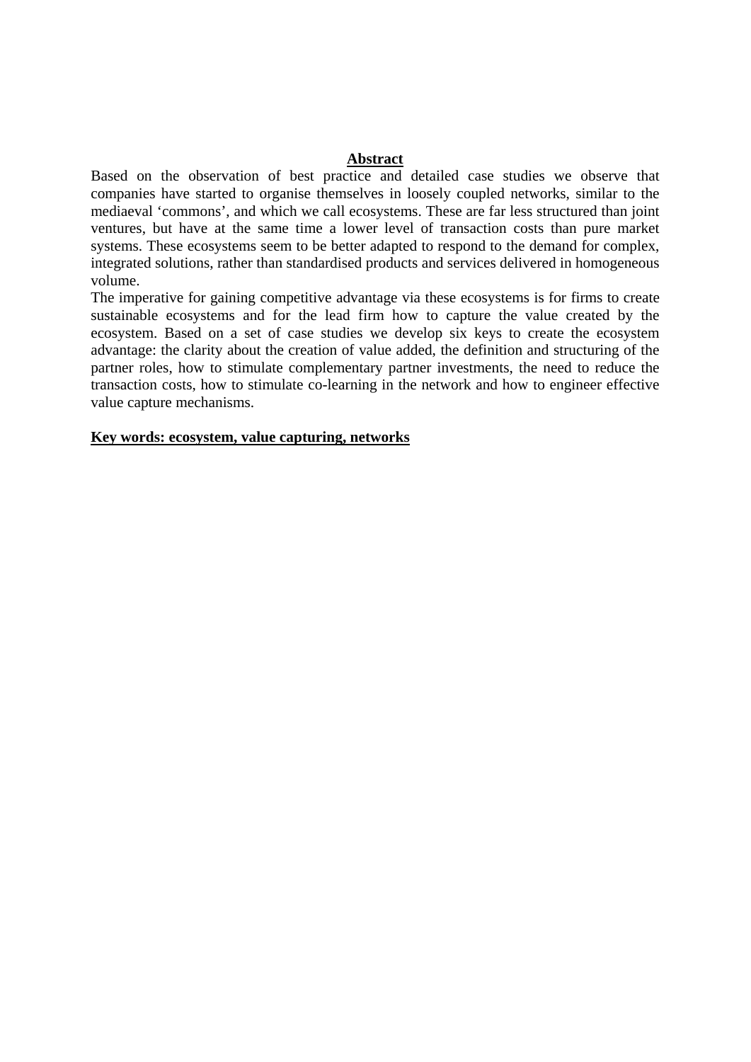## Abstract

Based on the observation of best practice and detailed case studies we observe that companies have started to organise themselves in loosely coupled networks, similar to the mediaeval 'commons', and which we call ecosystems. These are far less structured than joint ventures, but have at the same time a lower level of transaction costs than pure market systems. These ecosystems seem to be better adapted to respond to the demand for complex, integrated solutions, rather than standardised products and services delivered in homogeneous volume.

The imperative for gaining competitive advantage via these ecosystems is for firms to create sustainable ecosystems and for the lead firm how to capture the value created by the ecosystem. Based on a set of case studies we develop six keys to create the ecosystem advantage: the clarity about the creation of value added, the definition and structuring of the partner roles, how to stimulate complementary partner investments, the need to reduce the transaction costs, how to stimulate co-learning in the network and how to engineer effective value capture mechanisms.

**Key words: ecosystem, value capturing, networks**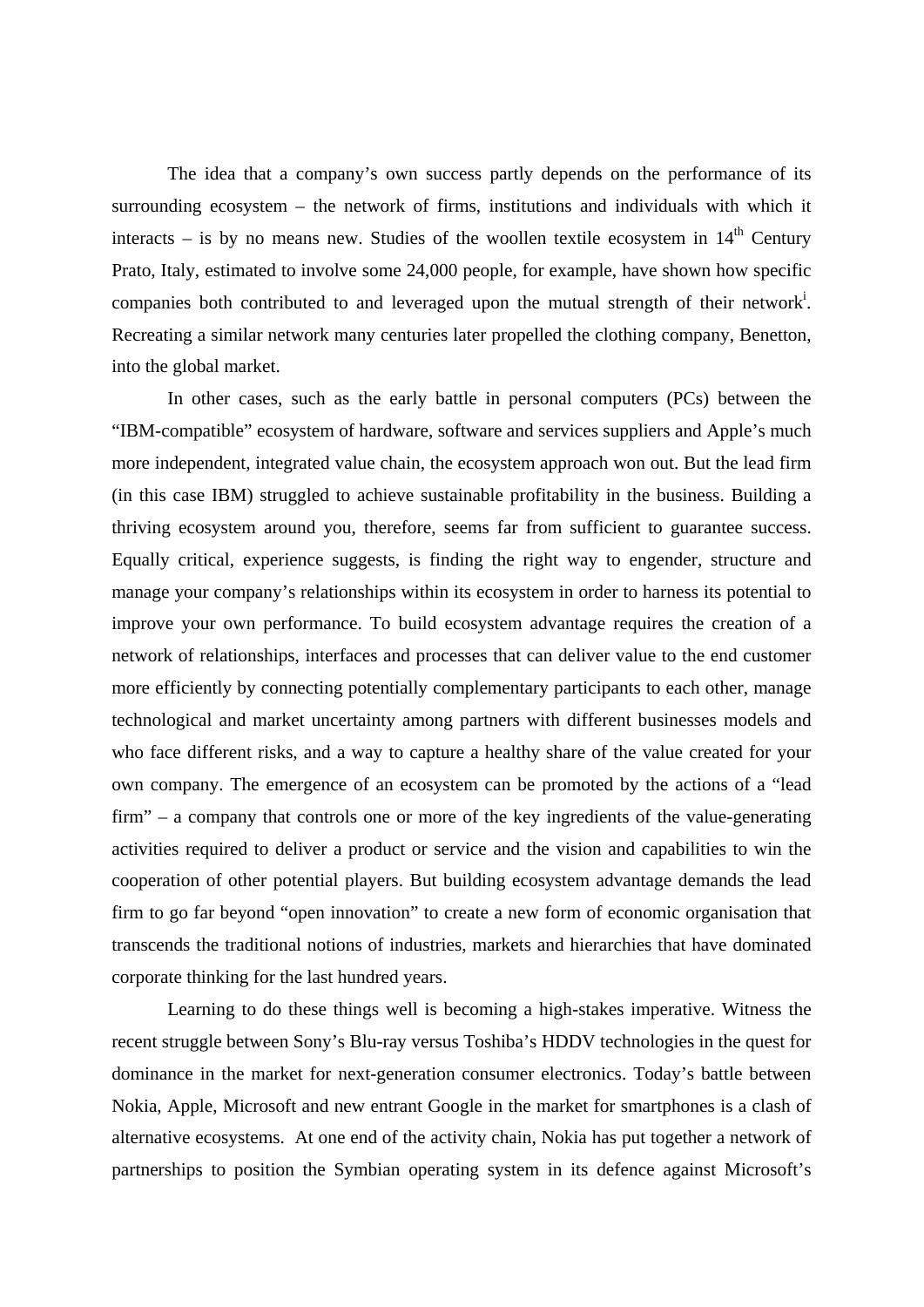The idea that a company's own success partly depends on the performance of its surrounding ecosystem – the network of firms, institutions and individuals with which it interacts – is by no means new. Studies of the woollen textile ecosystem in 14$^{th}$ Century Prato, Italy, estimated to involve some 24,000 people, for example, have shown how specific companies both contributed to and leveraged upon the mutual strength of their network[i]. Recreating a similar network many centuries later propelled the clothing company, Benetton, into the global market.

In other cases, such as the early battle in personal computers (PCs) between the "IBM-compatible" ecosystem of hardware, software and services suppliers and Apple's much more independent, integrated value chain, the ecosystem approach won out. But the lead firm (in this case IBM) struggled to achieve sustainable profitability in the business. Building a thriving ecosystem around you, therefore, seems far from sufficient to guarantee success. Equally critical, experience suggests, is finding the right way to engender, structure and manage your company's relationships within its ecosystem in order to harness its potential to improve your own performance. To build ecosystem advantage requires the creation of a network of relationships, interfaces and processes that can deliver value to the end customer more efficiently by connecting potentially complementary participants to each other, manage technological and market uncertainty among partners with different businesses models and who face different risks, and a way to capture a healthy share of the value created for your own company. The emergence of an ecosystem can be promoted by the actions of a "lead firm" – a company that controls one or more of the key ingredients of the value-generating activities required to deliver a product or service and the vision and capabilities to win the cooperation of other potential players. But building ecosystem advantage demands the lead firm to go far beyond "open innovation" to create a new form of economic organisation that transcends the traditional notions of industries, markets and hierarchies that have dominated corporate thinking for the last hundred years.

Learning to do these things well is becoming a high-stakes imperative. Witness the recent struggle between Sony's Blu-ray versus Toshiba's HDDV technologies in the quest for dominance in the market for next-generation consumer electronics. Today's battle between Nokia, Apple, Microsoft and new entrant Google in the market for smartphones is a clash of alternative ecosystems. At one end of the activity chain, Nokia has put together a network of partnerships to position the Symbian operating system in its defence against Microsoft's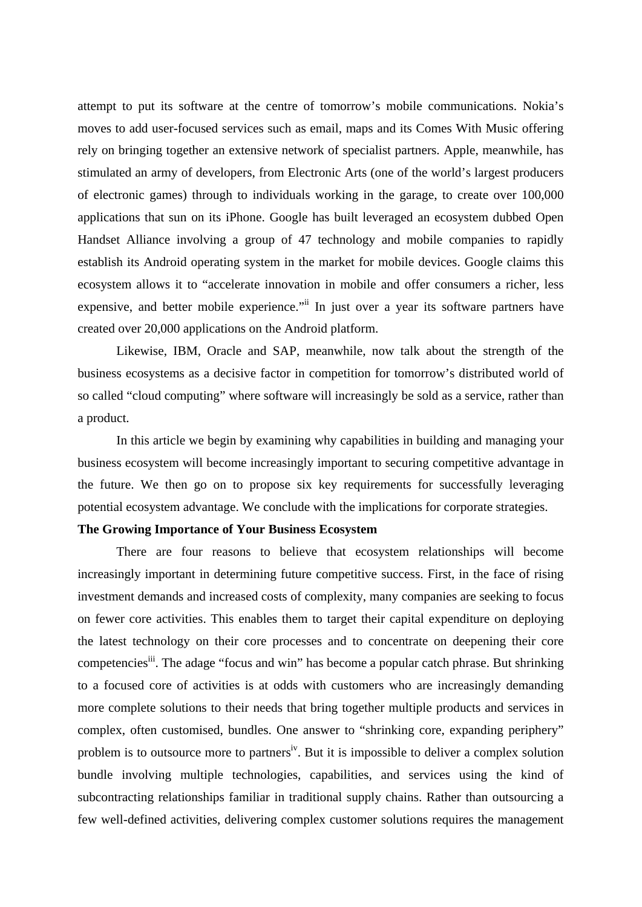attempt to put its software at the centre of tomorrow's mobile communications. Nokia's moves to add user-focused services such as email, maps and its Comes With Music offering rely on bringing together an extensive network of specialist partners. Apple, meanwhile, has stimulated an army of developers, from Electronic Arts (one of the world's largest producers of electronic games) through to individuals working in the garage, to create over 100,000 applications that sun on its iPhone. Google has built leveraged an ecosystem dubbed Open Handset Alliance involving a group of 47 technology and mobile companies to rapidly establish its Android operating system in the market for mobile devices. Google claims this ecosystem allows it to "accelerate innovation in mobile and offer consumers a richer, less expensive, and better mobile experience."[ii] In just over a year its software partners have created over 20,000 applications on the Android platform.

Likewise, IBM, Oracle and SAP, meanwhile, now talk about the strength of the business ecosystems as a decisive factor in competition for tomorrow's distributed world of so called "cloud computing" where software will increasingly be sold as a service, rather than a product.

In this article we begin by examining why capabilities in building and managing your business ecosystem will become increasingly important to securing competitive advantage in the future. We then go on to propose six key requirements for successfully leveraging potential ecosystem advantage. We conclude with the implications for corporate strategies.

**The Growing Importance of Your Business Ecosystem**

There are four reasons to believe that ecosystem relationships will become increasingly important in determining future competitive success. First, in the face of rising investment demands and increased costs of complexity, many companies are seeking to focus on fewer core activities. This enables them to target their capital expenditure on deploying the latest technology on their core processes and to concentrate on deepening their core competencies[iii]. The adage "focus and win" has become a popular catch phrase. But shrinking to a focused core of activities is at odds with customers who are increasingly demanding more complete solutions to their needs that bring together multiple products and services in complex, often customised, bundles. One answer to "shrinking core, expanding periphery" problem is to outsource more to partners[iv]. But it is impossible to deliver a complex solution bundle involving multiple technologies, capabilities, and services using the kind of subcontracting relationships familiar in traditional supply chains. Rather than outsourcing a few well-defined activities, delivering complex customer solutions requires the management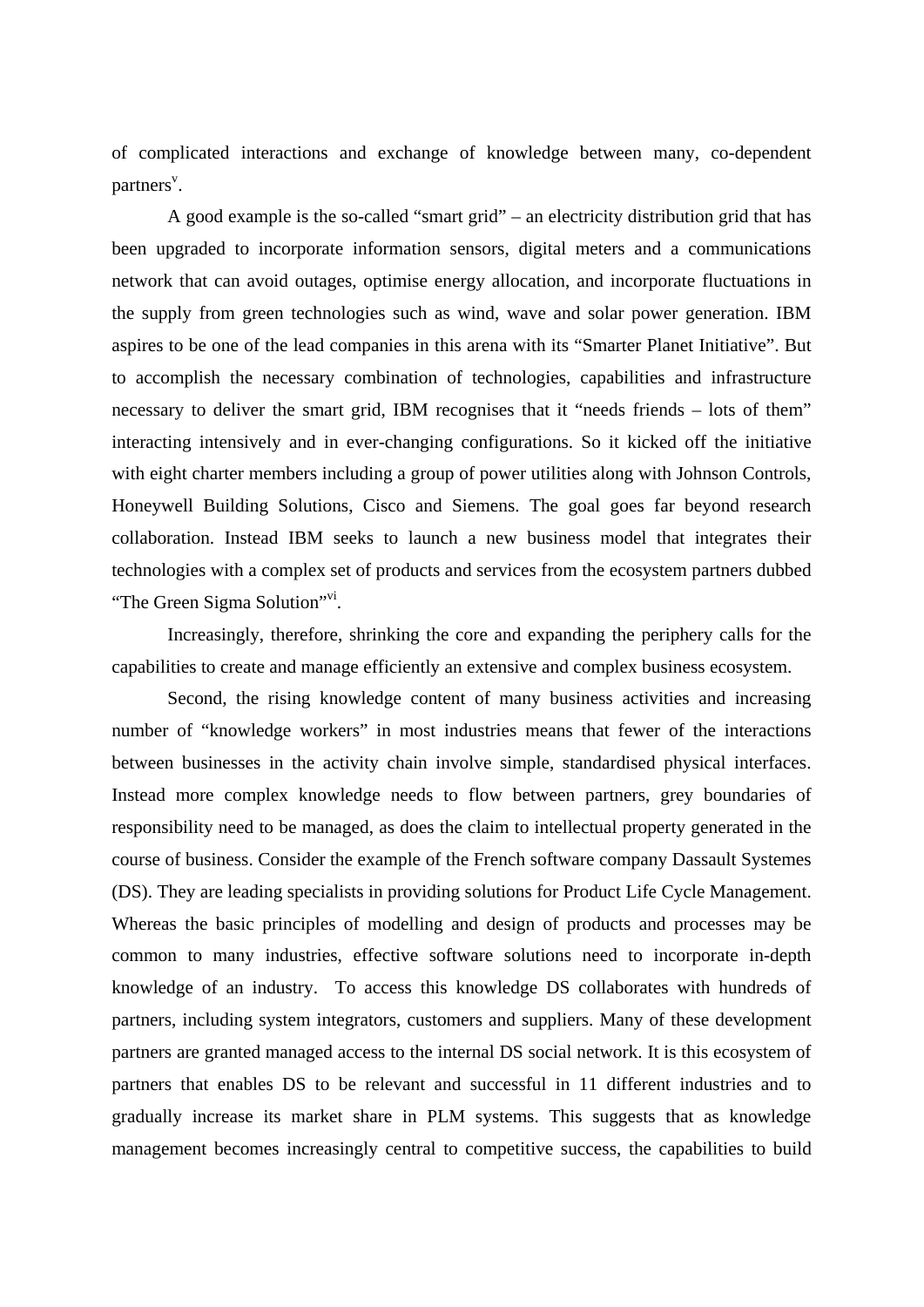of complicated interactions and exchange of knowledge between many, co-dependent partners[v].

A good example is the so-called "smart grid" – an electricity distribution grid that has been upgraded to incorporate information sensors, digital meters and a communications network that can avoid outages, optimise energy allocation, and incorporate fluctuations in the supply from green technologies such as wind, wave and solar power generation. IBM aspires to be one of the lead companies in this arena with its "Smarter Planet Initiative". But to accomplish the necessary combination of technologies, capabilities and infrastructure necessary to deliver the smart grid, IBM recognises that it "needs friends – lots of them" interacting intensively and in ever-changing configurations. So it kicked off the initiative with eight charter members including a group of power utilities along with Johnson Controls, Honeywell Building Solutions, Cisco and Siemens. The goal goes far beyond research collaboration. Instead IBM seeks to launch a new business model that integrates their technologies with a complex set of products and services from the ecosystem partners dubbed "The Green Sigma Solution"[vi].

Increasingly, therefore, shrinking the core and expanding the periphery calls for the capabilities to create and manage efficiently an extensive and complex business ecosystem.

Second, the rising knowledge content of many business activities and increasing number of "knowledge workers" in most industries means that fewer of the interactions between businesses in the activity chain involve simple, standardised physical interfaces. Instead more complex knowledge needs to flow between partners, grey boundaries of responsibility need to be managed, as does the claim to intellectual property generated in the course of business. Consider the example of the French software company Dassault Systemes (DS). They are leading specialists in providing solutions for Product Life Cycle Management. Whereas the basic principles of modelling and design of products and processes may be common to many industries, effective software solutions need to incorporate in-depth knowledge of an industry. To access this knowledge DS collaborates with hundreds of partners, including system integrators, customers and suppliers. Many of these development partners are granted managed access to the internal DS social network. It is this ecosystem of partners that enables DS to be relevant and successful in 11 different industries and to gradually increase its market share in PLM systems. This suggests that as knowledge management becomes increasingly central to competitive success, the capabilities to build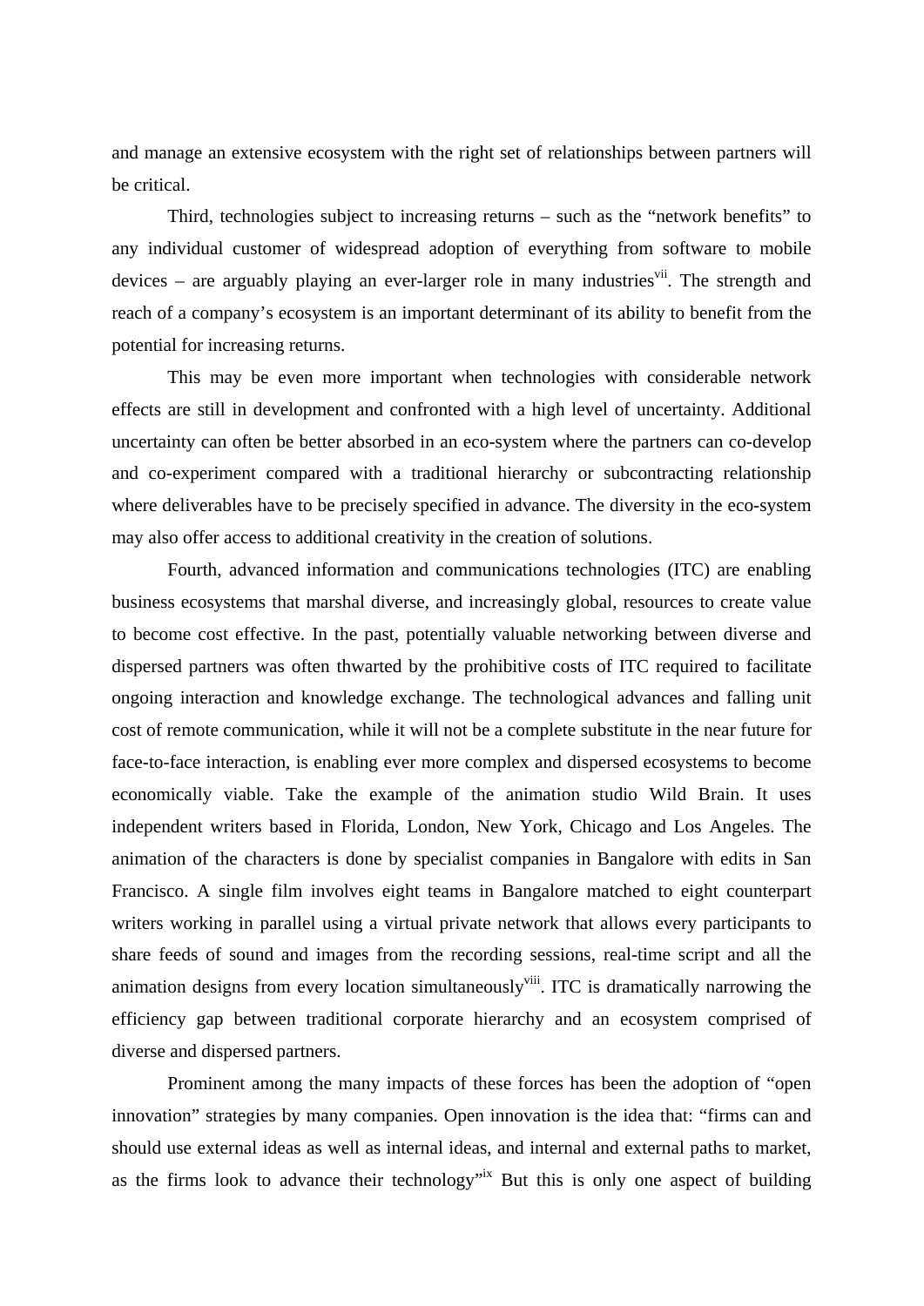and manage an extensive ecosystem with the right set of relationships between partners will be critical.

Third, technologies subject to increasing returns – such as the "network benefits" to any individual customer of widespread adoption of everything from software to mobile devices – are arguably playing an ever-larger role in many industries[vii]. The strength and reach of a company's ecosystem is an important determinant of its ability to benefit from the potential for increasing returns.

This may be even more important when technologies with considerable network effects are still in development and confronted with a high level of uncertainty. Additional uncertainty can often be better absorbed in an eco-system where the partners can co-develop and co-experiment compared with a traditional hierarchy or subcontracting relationship where deliverables have to be precisely specified in advance. The diversity in the eco-system may also offer access to additional creativity in the creation of solutions.

Fourth, advanced information and communications technologies (ITC) are enabling business ecosystems that marshal diverse, and increasingly global, resources to create value to become cost effective. In the past, potentially valuable networking between diverse and dispersed partners was often thwarted by the prohibitive costs of ITC required to facilitate ongoing interaction and knowledge exchange. The technological advances and falling unit cost of remote communication, while it will not be a complete substitute in the near future for face-to-face interaction, is enabling ever more complex and dispersed ecosystems to become economically viable. Take the example of the animation studio Wild Brain. It uses independent writers based in Florida, London, New York, Chicago and Los Angeles. The animation of the characters is done by specialist companies in Bangalore with edits in San Francisco. A single film involves eight teams in Bangalore matched to eight counterpart writers working in parallel using a virtual private network that allows every participants to share feeds of sound and images from the recording sessions, real-time script and all the animation designs from every location simultaneously[viii]. ITC is dramatically narrowing the efficiency gap between traditional corporate hierarchy and an ecosystem comprised of diverse and dispersed partners.

Prominent among the many impacts of these forces has been the adoption of "open innovation" strategies by many companies. Open innovation is the idea that: "firms can and should use external ideas as well as internal ideas, and internal and external paths to market, as the firms look to advance their technology"[ix] But this is only one aspect of building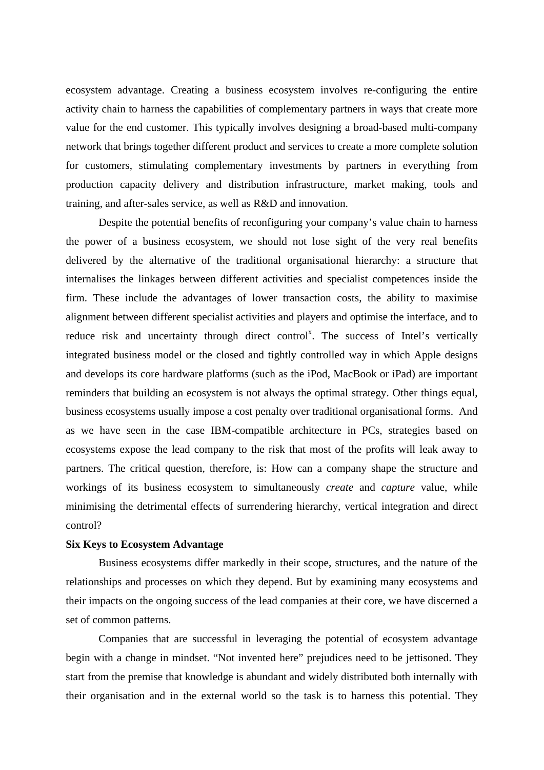ecosystem advantage. Creating a business ecosystem involves re-configuring the entire activity chain to harness the capabilities of complementary partners in ways that create more value for the end customer. This typically involves designing a broad-based multi-company network that brings together different product and services to create a more complete solution for customers, stimulating complementary investments by partners in everything from production capacity delivery and distribution infrastructure, market making, tools and training, and after-sales service, as well as R&D and innovation.

Despite the potential benefits of reconfiguring your company's value chain to harness the power of a business ecosystem, we should not lose sight of the very real benefits delivered by the alternative of the traditional organisational hierarchy: a structure that internalises the linkages between different activities and specialist competences inside the firm. These include the advantages of lower transaction costs, the ability to maximise alignment between different specialist activities and players and optimise the interface, and to reduce risk and uncertainty through direct control[x]. The success of Intel's vertically integrated business model or the closed and tightly controlled way in which Apple designs and develops its core hardware platforms (such as the iPod, MacBook or iPad) are important reminders that building an ecosystem is not always the optimal strategy. Other things equal, business ecosystems usually impose a cost penalty over traditional organisational forms. And as we have seen in the case IBM-compatible architecture in PCs, strategies based on ecosystems expose the lead company to the risk that most of the profits will leak away to partners. The critical question, therefore, is: How can a company shape the structure and workings of its business ecosystem to simultaneously *create* and *capture* value, while minimising the detrimental effects of surrendering hierarchy, vertical integration and direct control?

**Six Keys to Ecosystem Advantage**

Business ecosystems differ markedly in their scope, structures, and the nature of the relationships and processes on which they depend. But by examining many ecosystems and their impacts on the ongoing success of the lead companies at their core, we have discerned a set of common patterns.

Companies that are successful in leveraging the potential of ecosystem advantage begin with a change in mindset. "Not invented here" prejudices need to be jettisoned. They start from the premise that knowledge is abundant and widely distributed both internally with their organisation and in the external world so the task is to harness this potential. They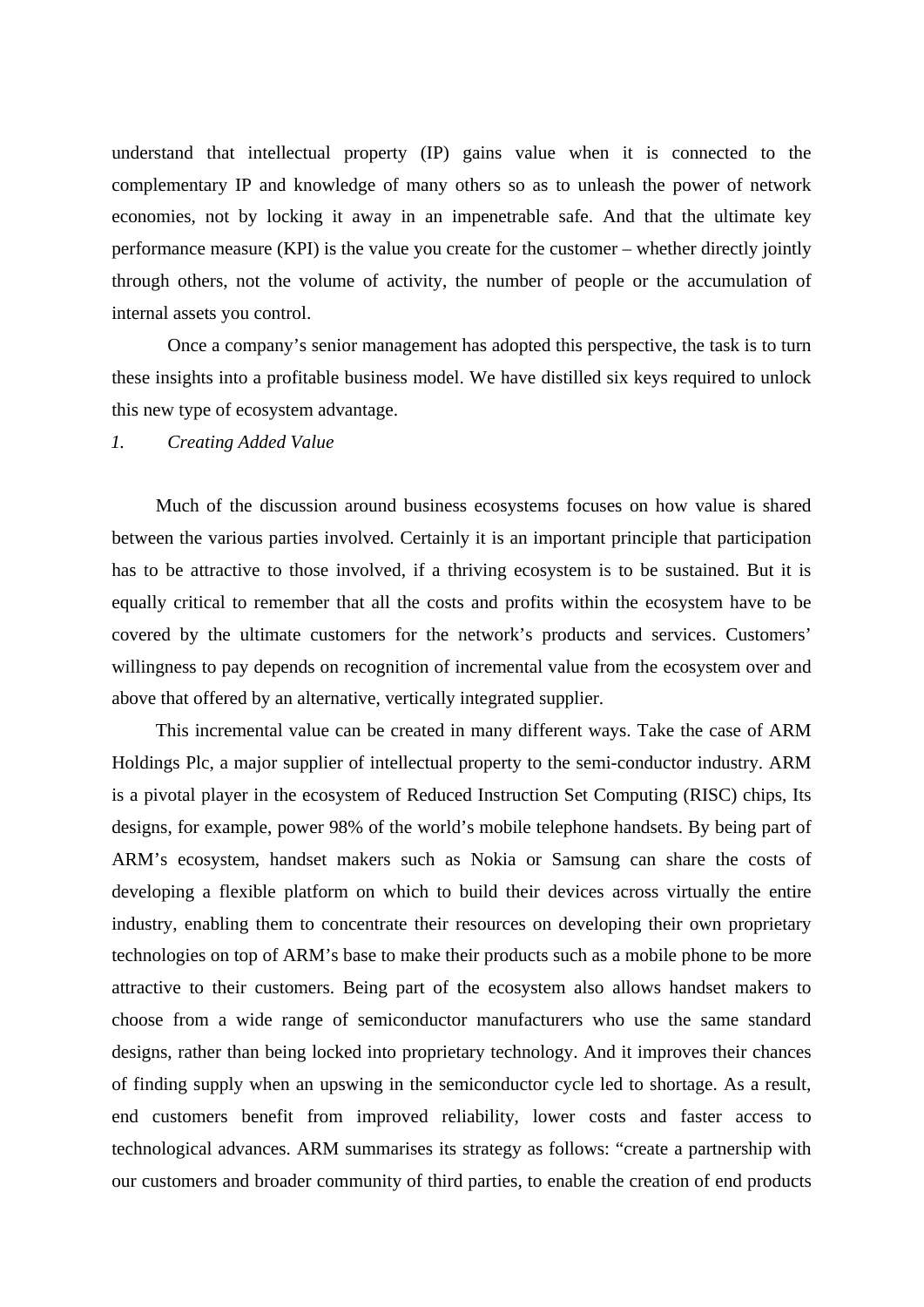understand that intellectual property (IP) gains value when it is connected to the complementary IP and knowledge of many others so as to unleash the power of network economies, not by locking it away in an impenetrable safe. And that the ultimate key performance measure (KPI) is the value you create for the customer – whether directly jointly through others, not the volume of activity, the number of people or the accumulation of internal assets you control.

Once a company's senior management has adopted this perspective, the task is to turn these insights into a profitable business model. We have distilled six keys required to unlock this new type of ecosystem advantage.

*1. Creating Added Value*

Much of the discussion around business ecosystems focuses on how value is shared between the various parties involved. Certainly it is an important principle that participation has to be attractive to those involved, if a thriving ecosystem is to be sustained. But it is equally critical to remember that all the costs and profits within the ecosystem have to be covered by the ultimate customers for the network's products and services. Customers' willingness to pay depends on recognition of incremental value from the ecosystem over and above that offered by an alternative, vertically integrated supplier.

This incremental value can be created in many different ways. Take the case of ARM Holdings Plc, a major supplier of intellectual property to the semi-conductor industry. ARM is a pivotal player in the ecosystem of Reduced Instruction Set Computing (RISC) chips, Its designs, for example, power 98% of the world's mobile telephone handsets. By being part of ARM's ecosystem, handset makers such as Nokia or Samsung can share the costs of developing a flexible platform on which to build their devices across virtually the entire industry, enabling them to concentrate their resources on developing their own proprietary technologies on top of ARM's base to make their products such as a mobile phone to be more attractive to their customers. Being part of the ecosystem also allows handset makers to choose from a wide range of semiconductor manufacturers who use the same standard designs, rather than being locked into proprietary technology. And it improves their chances of finding supply when an upswing in the semiconductor cycle led to shortage. As a result, end customers benefit from improved reliability, lower costs and faster access to technological advances. ARM summarises its strategy as follows: "create a partnership with our customers and broader community of third parties, to enable the creation of end products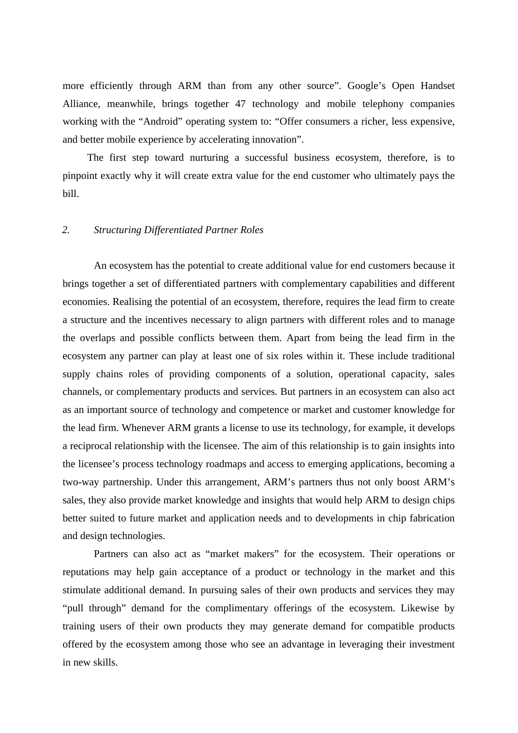more efficiently through ARM than from any other source”. Google’s Open Handset Alliance, meanwhile, brings together 47 technology and mobile telephony companies working with the “Android” operating system to: “Offer consumers a richer, less expensive, and better mobile experience by accelerating innovation”.

The first step toward nurturing a successful business ecosystem, therefore, is to pinpoint exactly why it will create extra value for the end customer who ultimately pays the bill.

## *2. Structuring Differentiated Partner Roles*

An ecosystem has the potential to create additional value for end customers because it brings together a set of differentiated partners with complementary capabilities and different economies. Realising the potential of an ecosystem, therefore, requires the lead firm to create a structure and the incentives necessary to align partners with different roles and to manage the overlaps and possible conflicts between them. Apart from being the lead firm in the ecosystem any partner can play at least one of six roles within it. These include traditional supply chains roles of providing components of a solution, operational capacity, sales channels, or complementary products and services. But partners in an ecosystem can also act as an important source of technology and competence or market and customer knowledge for the lead firm. Whenever ARM grants a license to use its technology, for example, it develops a reciprocal relationship with the licensee. The aim of this relationship is to gain insights into the licensee’s process technology roadmaps and access to emerging applications, becoming a two-way partnership. Under this arrangement, ARM’s partners thus not only boost ARM’s sales, they also provide market knowledge and insights that would help ARM to design chips better suited to future market and application needs and to developments in chip fabrication and design technologies.

Partners can also act as “market makers” for the ecosystem. Their operations or reputations may help gain acceptance of a product or technology in the market and this stimulate additional demand. In pursuing sales of their own products and services they may “pull through” demand for the complimentary offerings of the ecosystem. Likewise by training users of their own products they may generate demand for compatible products offered by the ecosystem among those who see an advantage in leveraging their investment in new skills.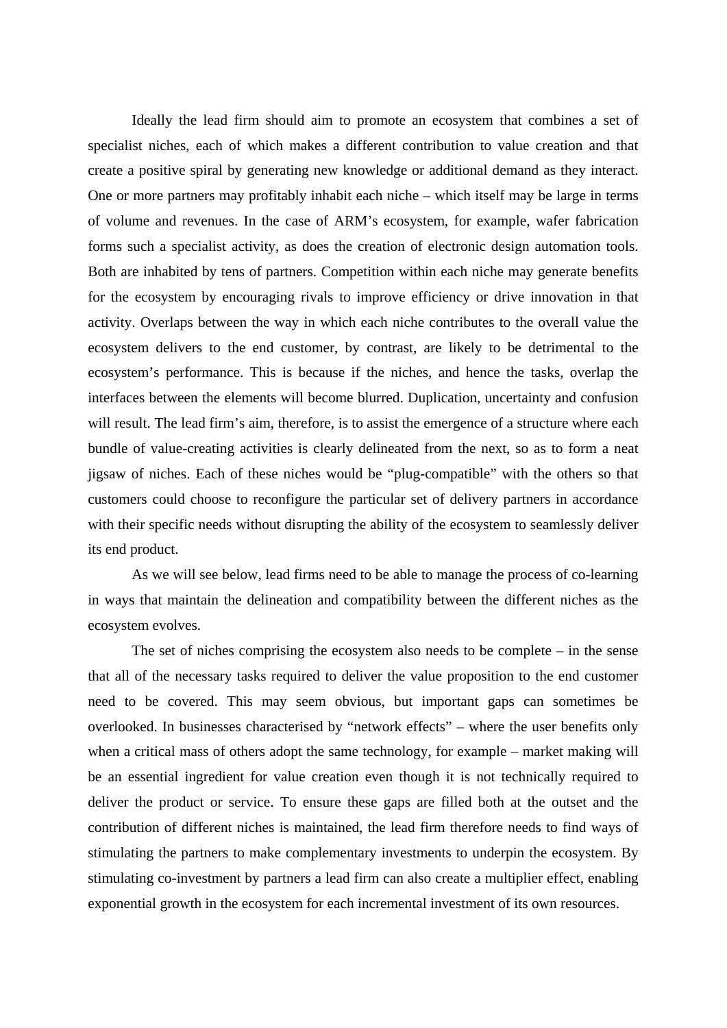Ideally the lead firm should aim to promote an ecosystem that combines a set of specialist niches, each of which makes a different contribution to value creation and that create a positive spiral by generating new knowledge or additional demand as they interact. One or more partners may profitably inhabit each niche – which itself may be large in terms of volume and revenues. In the case of ARM's ecosystem, for example, wafer fabrication forms such a specialist activity, as does the creation of electronic design automation tools. Both are inhabited by tens of partners. Competition within each niche may generate benefits for the ecosystem by encouraging rivals to improve efficiency or drive innovation in that activity. Overlaps between the way in which each niche contributes to the overall value the ecosystem delivers to the end customer, by contrast, are likely to be detrimental to the ecosystem's performance. This is because if the niches, and hence the tasks, overlap the interfaces between the elements will become blurred. Duplication, uncertainty and confusion will result. The lead firm's aim, therefore, is to assist the emergence of a structure where each bundle of value-creating activities is clearly delineated from the next, so as to form a neat jigsaw of niches. Each of these niches would be "plug-compatible" with the others so that customers could choose to reconfigure the particular set of delivery partners in accordance with their specific needs without disrupting the ability of the ecosystem to seamlessly deliver its end product.

As we will see below, lead firms need to be able to manage the process of co-learning in ways that maintain the delineation and compatibility between the different niches as the ecosystem evolves.

The set of niches comprising the ecosystem also needs to be complete – in the sense that all of the necessary tasks required to deliver the value proposition to the end customer need to be covered. This may seem obvious, but important gaps can sometimes be overlooked. In businesses characterised by "network effects" – where the user benefits only when a critical mass of others adopt the same technology, for example – market making will be an essential ingredient for value creation even though it is not technically required to deliver the product or service. To ensure these gaps are filled both at the outset and the contribution of different niches is maintained, the lead firm therefore needs to find ways of stimulating the partners to make complementary investments to underpin the ecosystem. By stimulating co-investment by partners a lead firm can also create a multiplier effect, enabling exponential growth in the ecosystem for each incremental investment of its own resources.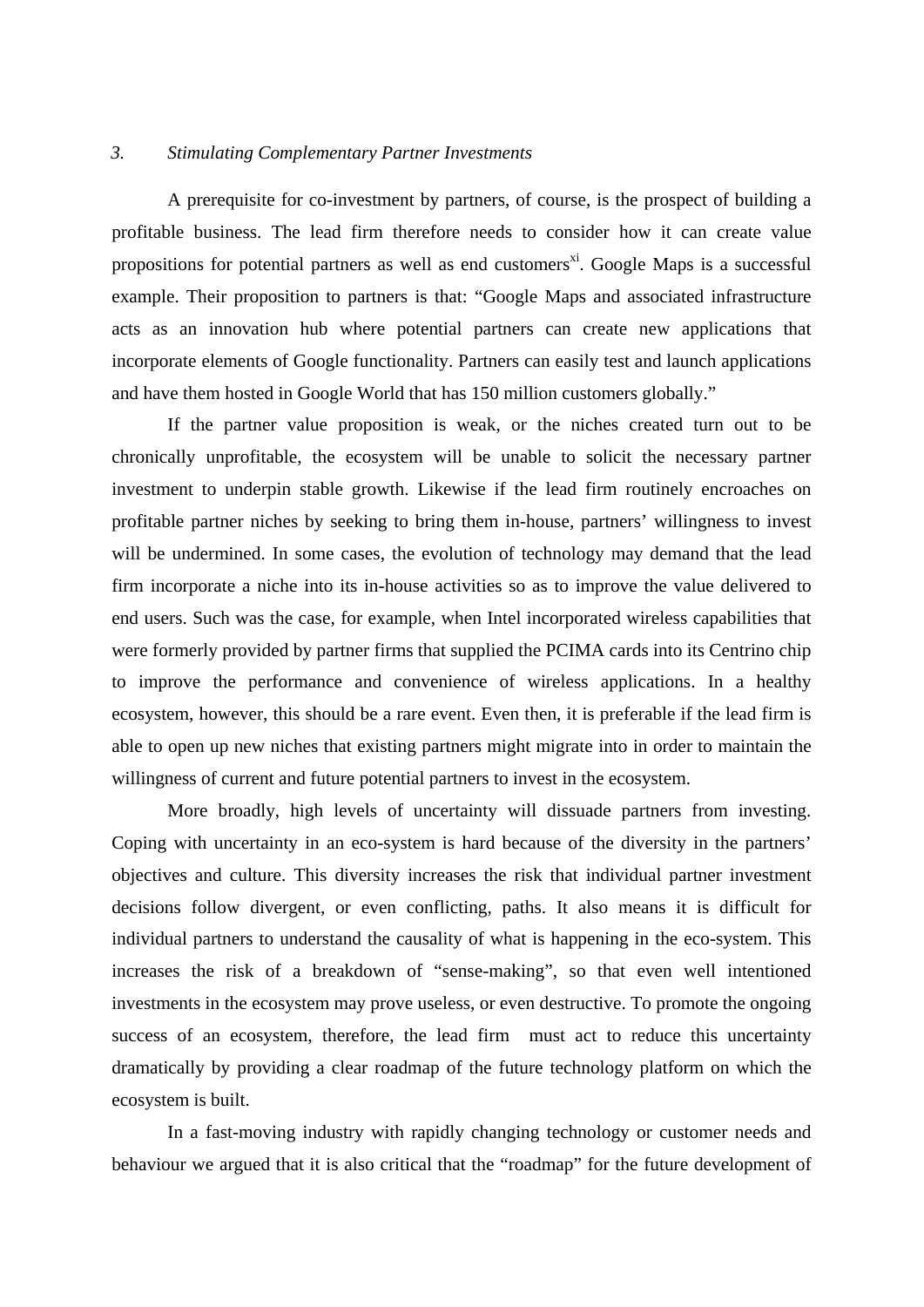### *3. Stimulating Complementary Partner Investments*

A prerequisite for co-investment by partners, of course, is the prospect of building a profitable business. The lead firm therefore needs to consider how it can create value propositions for potential partners as well as end customers[xi]. Google Maps is a successful example. Their proposition to partners is that: "Google Maps and associated infrastructure acts as an innovation hub where potential partners can create new applications that incorporate elements of Google functionality. Partners can easily test and launch applications and have them hosted in Google World that has 150 million customers globally."

If the partner value proposition is weak, or the niches created turn out to be chronically unprofitable, the ecosystem will be unable to solicit the necessary partner investment to underpin stable growth. Likewise if the lead firm routinely encroaches on profitable partner niches by seeking to bring them in-house, partners' willingness to invest will be undermined. In some cases, the evolution of technology may demand that the lead firm incorporate a niche into its in-house activities so as to improve the value delivered to end users. Such was the case, for example, when Intel incorporated wireless capabilities that were formerly provided by partner firms that supplied the PCIMA cards into its Centrino chip to improve the performance and convenience of wireless applications. In a healthy ecosystem, however, this should be a rare event. Even then, it is preferable if the lead firm is able to open up new niches that existing partners might migrate into in order to maintain the willingness of current and future potential partners to invest in the ecosystem.

More broadly, high levels of uncertainty will dissuade partners from investing. Coping with uncertainty in an eco-system is hard because of the diversity in the partners' objectives and culture. This diversity increases the risk that individual partner investment decisions follow divergent, or even conflicting, paths. It also means it is difficult for individual partners to understand the causality of what is happening in the eco-system. This increases the risk of a breakdown of "sense-making", so that even well intentioned investments in the ecosystem may prove useless, or even destructive. To promote the ongoing success of an ecosystem, therefore, the lead firm must act to reduce this uncertainty dramatically by providing a clear roadmap of the future technology platform on which the ecosystem is built.

In a fast-moving industry with rapidly changing technology or customer needs and behaviour we argued that it is also critical that the "roadmap" for the future development of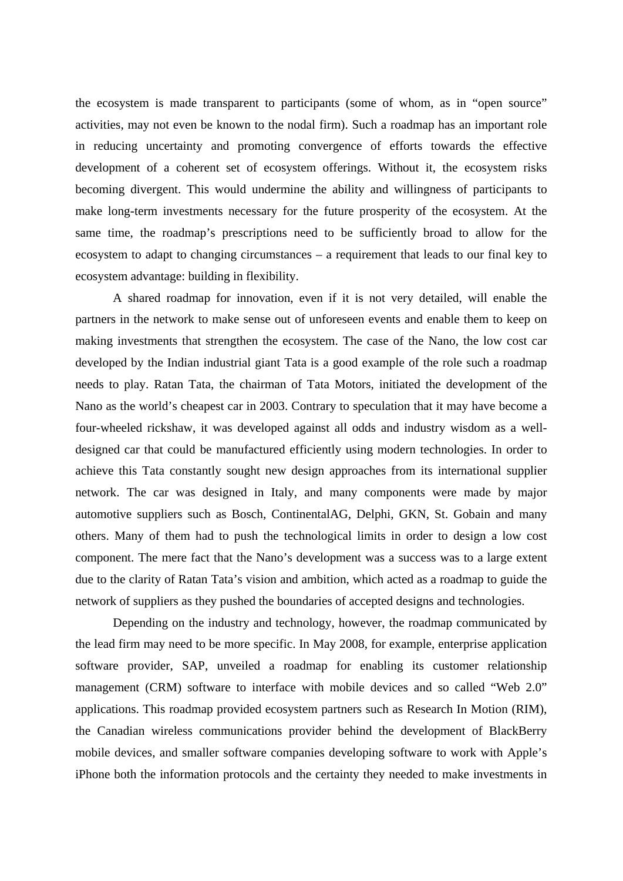the ecosystem is made transparent to participants (some of whom, as in "open source" activities, may not even be known to the nodal firm). Such a roadmap has an important role in reducing uncertainty and promoting convergence of efforts towards the effective development of a coherent set of ecosystem offerings. Without it, the ecosystem risks becoming divergent. This would undermine the ability and willingness of participants to make long-term investments necessary for the future prosperity of the ecosystem. At the same time, the roadmap's prescriptions need to be sufficiently broad to allow for the ecosystem to adapt to changing circumstances – a requirement that leads to our final key to ecosystem advantage: building in flexibility.

A shared roadmap for innovation, even if it is not very detailed, will enable the partners in the network to make sense out of unforeseen events and enable them to keep on making investments that strengthen the ecosystem. The case of the Nano, the low cost car developed by the Indian industrial giant Tata is a good example of the role such a roadmap needs to play. Ratan Tata, the chairman of Tata Motors, initiated the development of the Nano as the world's cheapest car in 2003. Contrary to speculation that it may have become a four-wheeled rickshaw, it was developed against all odds and industry wisdom as a well-designed car that could be manufactured efficiently using modern technologies. In order to achieve this Tata constantly sought new design approaches from its international supplier network. The car was designed in Italy, and many components were made by major automotive suppliers such as Bosch, ContinentalAG, Delphi, GKN, St. Gobain and many others. Many of them had to push the technological limits in order to design a low cost component. The mere fact that the Nano's development was a success was to a large extent due to the clarity of Ratan Tata's vision and ambition, which acted as a roadmap to guide the network of suppliers as they pushed the boundaries of accepted designs and technologies.

Depending on the industry and technology, however, the roadmap communicated by the lead firm may need to be more specific. In May 2008, for example, enterprise application software provider, SAP, unveiled a roadmap for enabling its customer relationship management (CRM) software to interface with mobile devices and so called "Web 2.0" applications. This roadmap provided ecosystem partners such as Research In Motion (RIM), the Canadian wireless communications provider behind the development of BlackBerry mobile devices, and smaller software companies developing software to work with Apple's iPhone both the information protocols and the certainty they needed to make investments in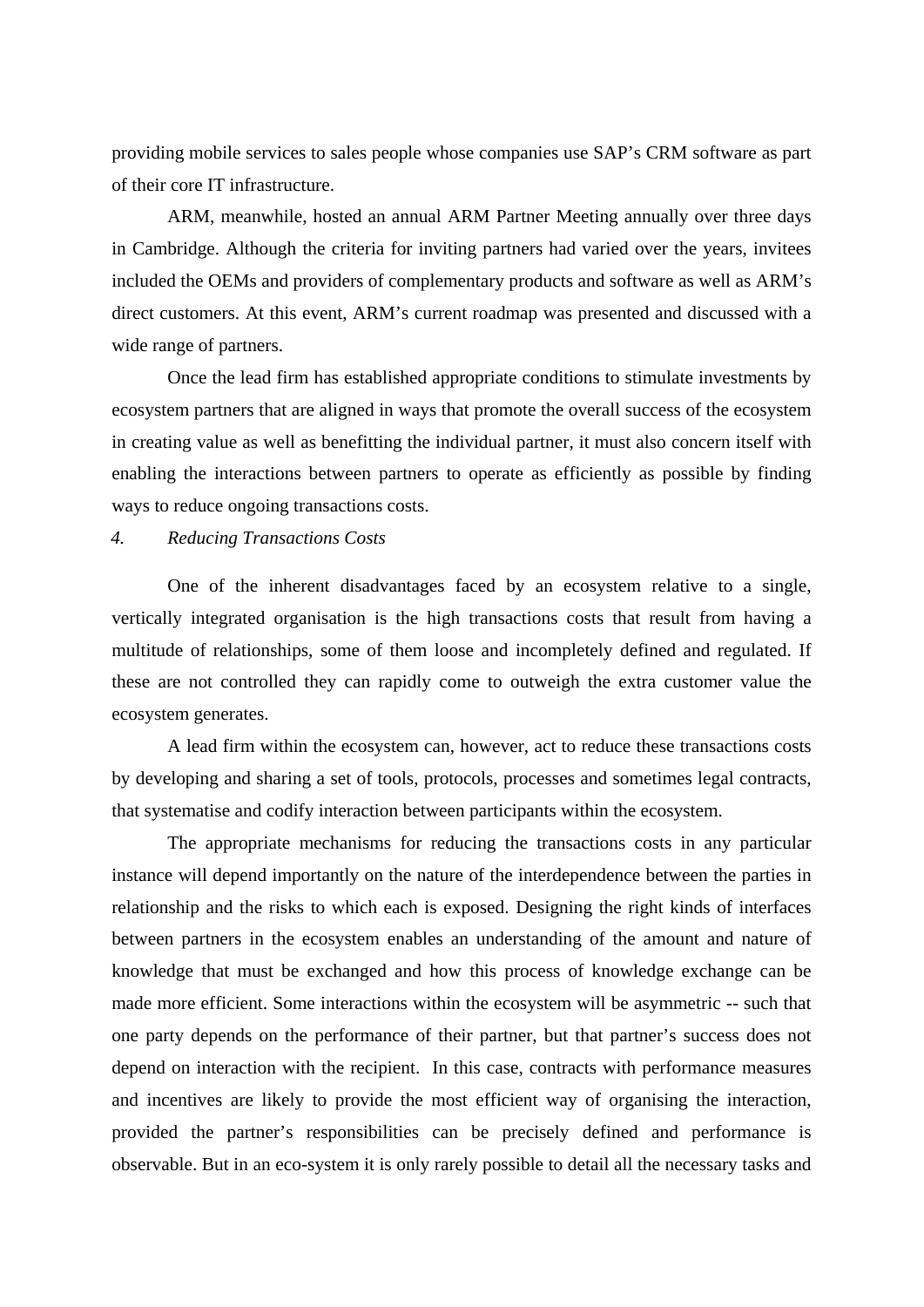providing mobile services to sales people whose companies use SAP's CRM software as part of their core IT infrastructure.

ARM, meanwhile, hosted an annual ARM Partner Meeting annually over three days in Cambridge. Although the criteria for inviting partners had varied over the years, invitees included the OEMs and providers of complementary products and software as well as ARM's direct customers. At this event, ARM's current roadmap was presented and discussed with a wide range of partners.

Once the lead firm has established appropriate conditions to stimulate investments by ecosystem partners that are aligned in ways that promote the overall success of the ecosystem in creating value as well as benefitting the individual partner, it must also concern itself with enabling the interactions between partners to operate as efficiently as possible by finding ways to reduce ongoing transactions costs.

*4. Reducing Transactions Costs*

One of the inherent disadvantages faced by an ecosystem relative to a single, vertically integrated organisation is the high transactions costs that result from having a multitude of relationships, some of them loose and incompletely defined and regulated. If these are not controlled they can rapidly come to outweigh the extra customer value the ecosystem generates.

A lead firm within the ecosystem can, however, act to reduce these transactions costs by developing and sharing a set of tools, protocols, processes and sometimes legal contracts, that systematise and codify interaction between participants within the ecosystem.

The appropriate mechanisms for reducing the transactions costs in any particular instance will depend importantly on the nature of the interdependence between the parties in relationship and the risks to which each is exposed. Designing the right kinds of interfaces between partners in the ecosystem enables an understanding of the amount and nature of knowledge that must be exchanged and how this process of knowledge exchange can be made more efficient. Some interactions within the ecosystem will be asymmetric -- such that one party depends on the performance of their partner, but that partner's success does not depend on interaction with the recipient. In this case, contracts with performance measures and incentives are likely to provide the most efficient way of organising the interaction, provided the partner's responsibilities can be precisely defined and performance is observable. But in an eco-system it is only rarely possible to detail all the necessary tasks and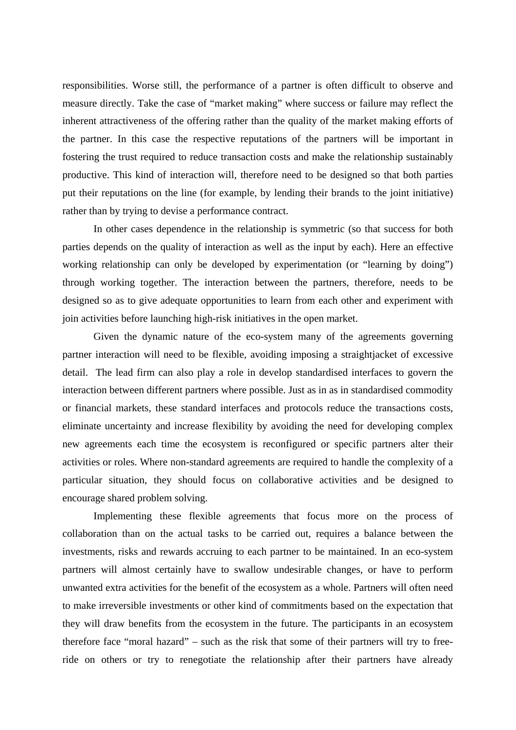responsibilities. Worse still, the performance of a partner is often difficult to observe and measure directly. Take the case of "market making" where success or failure may reflect the inherent attractiveness of the offering rather than the quality of the market making efforts of the partner. In this case the respective reputations of the partners will be important in fostering the trust required to reduce transaction costs and make the relationship sustainably productive. This kind of interaction will, therefore need to be designed so that both parties put their reputations on the line (for example, by lending their brands to the joint initiative) rather than by trying to devise a performance contract.

In other cases dependence in the relationship is symmetric (so that success for both parties depends on the quality of interaction as well as the input by each). Here an effective working relationship can only be developed by experimentation (or "learning by doing") through working together. The interaction between the partners, therefore, needs to be designed so as to give adequate opportunities to learn from each other and experiment with join activities before launching high-risk initiatives in the open market.

Given the dynamic nature of the eco-system many of the agreements governing partner interaction will need to be flexible, avoiding imposing a straightjacket of excessive detail. The lead firm can also play a role in develop standardised interfaces to govern the interaction between different partners where possible. Just as in as in standardised commodity or financial markets, these standard interfaces and protocols reduce the transactions costs, eliminate uncertainty and increase flexibility by avoiding the need for developing complex new agreements each time the ecosystem is reconfigured or specific partners alter their activities or roles. Where non-standard agreements are required to handle the complexity of a particular situation, they should focus on collaborative activities and be designed to encourage shared problem solving.

Implementing these flexible agreements that focus more on the process of collaboration than on the actual tasks to be carried out, requires a balance between the investments, risks and rewards accruing to each partner to be maintained. In an eco-system partners will almost certainly have to swallow undesirable changes, or have to perform unwanted extra activities for the benefit of the ecosystem as a whole. Partners will often need to make irreversible investments or other kind of commitments based on the expectation that they will draw benefits from the ecosystem in the future. The participants in an ecosystem therefore face "moral hazard" – such as the risk that some of their partners will try to free-ride on others or try to renegotiate the relationship after their partners have already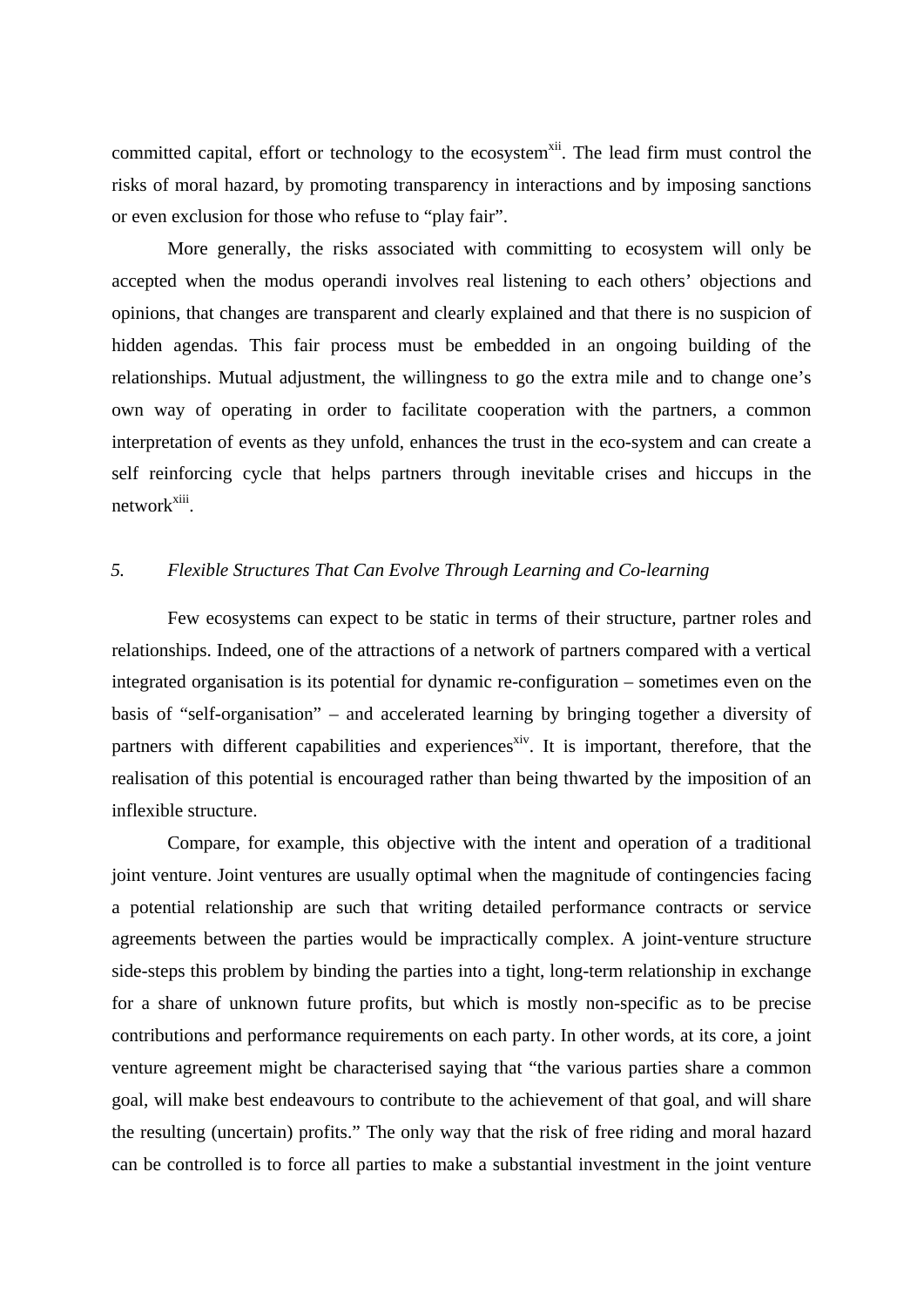committed capital, effort or technology to the ecosystem[xii]. The lead firm must control the risks of moral hazard, by promoting transparency in interactions and by imposing sanctions or even exclusion for those who refuse to "play fair".

More generally, the risks associated with committing to ecosystem will only be accepted when the modus operandi involves real listening to each others' objections and opinions, that changes are transparent and clearly explained and that there is no suspicion of hidden agendas. This fair process must be embedded in an ongoing building of the relationships. Mutual adjustment, the willingness to go the extra mile and to change one's own way of operating in order to facilitate cooperation with the partners, a common interpretation of events as they unfold, enhances the trust in the eco-system and can create a self reinforcing cycle that helps partners through inevitable crises and hiccups in the network[xiii].

### 5. *Flexible Structures That Can Evolve Through Learning and Co-learning*

Few ecosystems can expect to be static in terms of their structure, partner roles and relationships. Indeed, one of the attractions of a network of partners compared with a vertical integrated organisation is its potential for dynamic re-configuration – sometimes even on the basis of "self-organisation" – and accelerated learning by bringing together a diversity of partners with different capabilities and experiences[xiv]. It is important, therefore, that the realisation of this potential is encouraged rather than being thwarted by the imposition of an inflexible structure.

Compare, for example, this objective with the intent and operation of a traditional joint venture. Joint ventures are usually optimal when the magnitude of contingencies facing a potential relationship are such that writing detailed performance contracts or service agreements between the parties would be impractically complex. A joint-venture structure side-steps this problem by binding the parties into a tight, long-term relationship in exchange for a share of unknown future profits, but which is mostly non-specific as to be precise contributions and performance requirements on each party. In other words, at its core, a joint venture agreement might be characterised saying that "the various parties share a common goal, will make best endeavours to contribute to the achievement of that goal, and will share the resulting (uncertain) profits." The only way that the risk of free riding and moral hazard can be controlled is to force all parties to make a substantial investment in the joint venture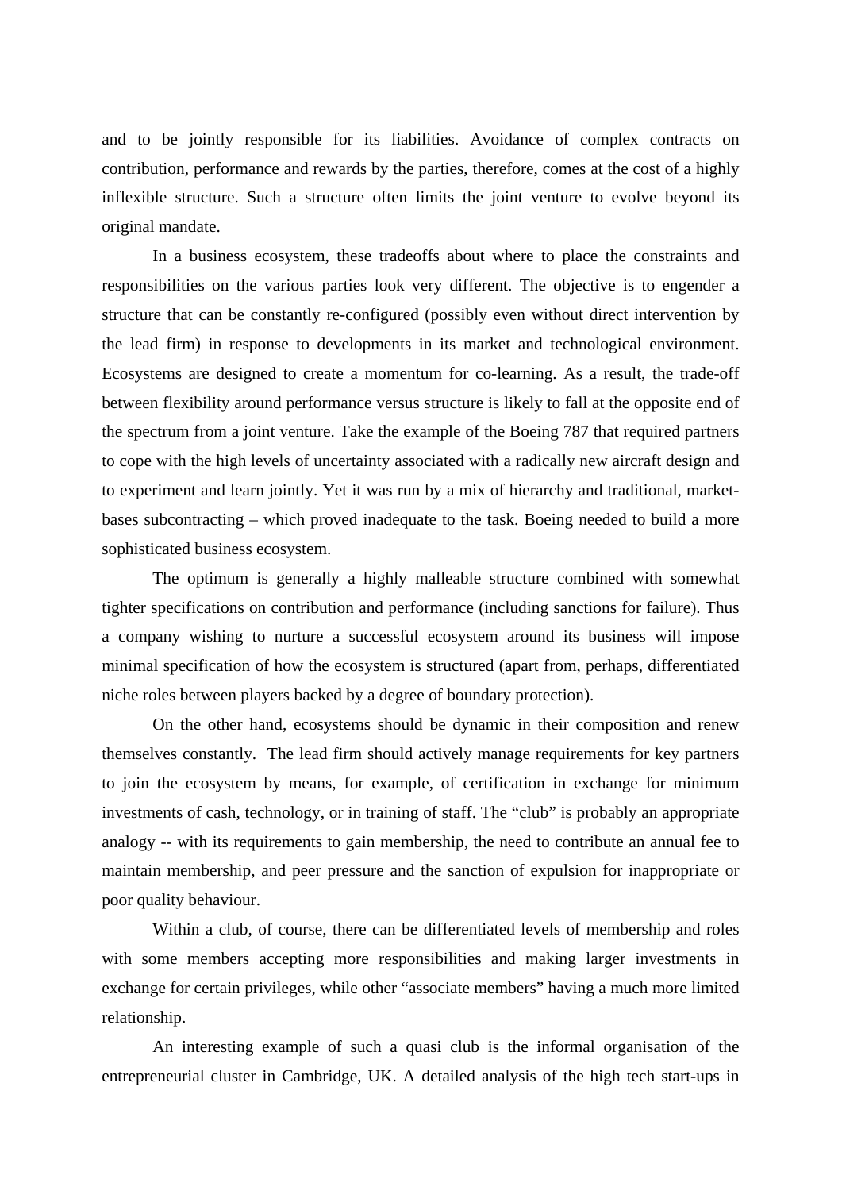and to be jointly responsible for its liabilities. Avoidance of complex contracts on contribution, performance and rewards by the parties, therefore, comes at the cost of a highly inflexible structure. Such a structure often limits the joint venture to evolve beyond its original mandate.

In a business ecosystem, these tradeoffs about where to place the constraints and responsibilities on the various parties look very different. The objective is to engender a structure that can be constantly re-configured (possibly even without direct intervention by the lead firm) in response to developments in its market and technological environment. Ecosystems are designed to create a momentum for co-learning. As a result, the trade-off between flexibility around performance versus structure is likely to fall at the opposite end of the spectrum from a joint venture. Take the example of the Boeing 787 that required partners to cope with the high levels of uncertainty associated with a radically new aircraft design and to experiment and learn jointly. Yet it was run by a mix of hierarchy and traditional, market-bases subcontracting – which proved inadequate to the task. Boeing needed to build a more sophisticated business ecosystem.

The optimum is generally a highly malleable structure combined with somewhat tighter specifications on contribution and performance (including sanctions for failure). Thus a company wishing to nurture a successful ecosystem around its business will impose minimal specification of how the ecosystem is structured (apart from, perhaps, differentiated niche roles between players backed by a degree of boundary protection).

On the other hand, ecosystems should be dynamic in their composition and renew themselves constantly. The lead firm should actively manage requirements for key partners to join the ecosystem by means, for example, of certification in exchange for minimum investments of cash, technology, or in training of staff. The "club" is probably an appropriate analogy -- with its requirements to gain membership, the need to contribute an annual fee to maintain membership, and peer pressure and the sanction of expulsion for inappropriate or poor quality behaviour.

Within a club, of course, there can be differentiated levels of membership and roles with some members accepting more responsibilities and making larger investments in exchange for certain privileges, while other "associate members" having a much more limited relationship.

An interesting example of such a quasi club is the informal organisation of the entrepreneurial cluster in Cambridge, UK. A detailed analysis of the high tech start-ups in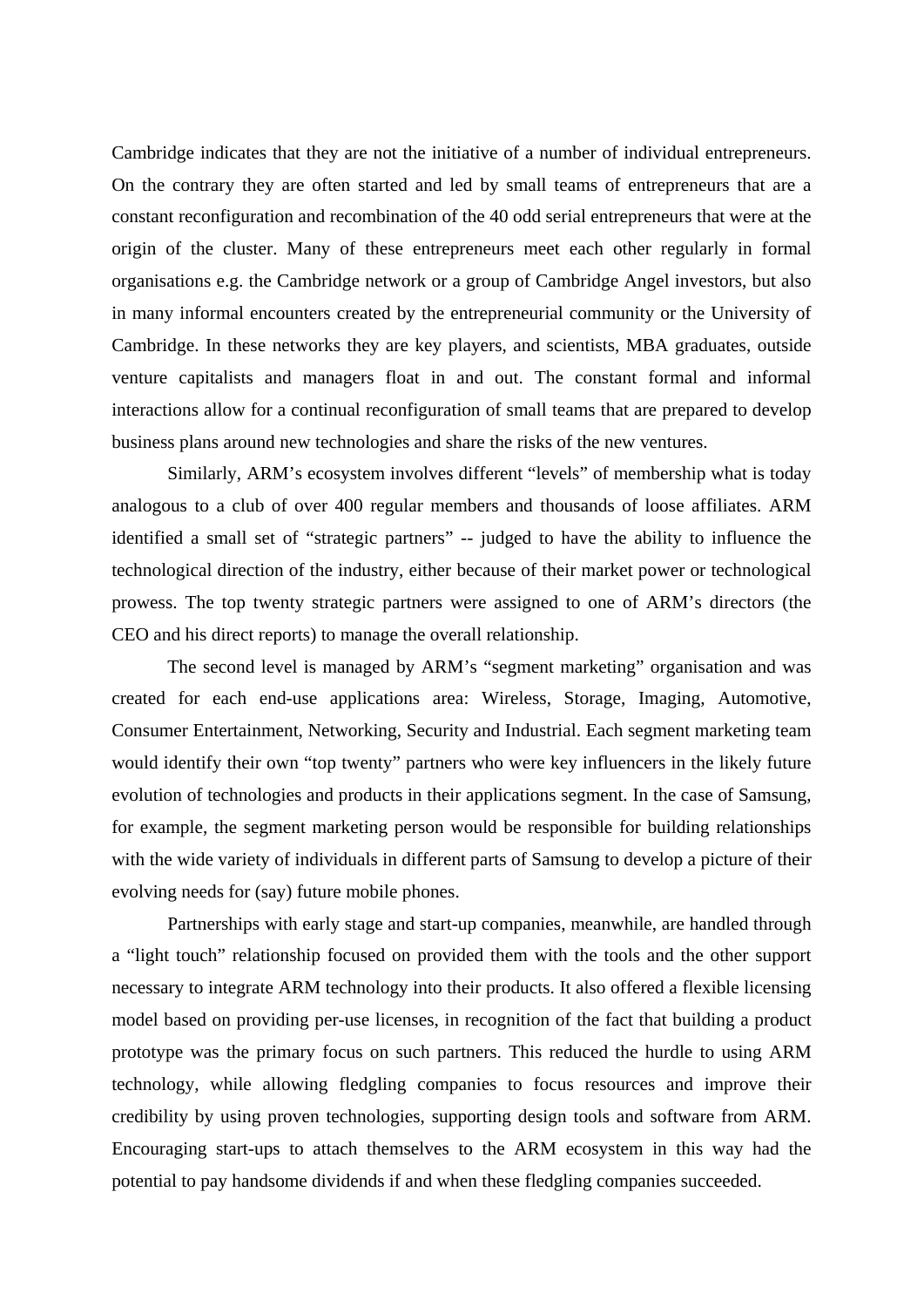Cambridge indicates that they are not the initiative of a number of individual entrepreneurs. On the contrary they are often started and led by small teams of entrepreneurs that are a constant reconfiguration and recombination of the 40 odd serial entrepreneurs that were at the origin of the cluster. Many of these entrepreneurs meet each other regularly in formal organisations e.g. the Cambridge network or a group of Cambridge Angel investors, but also in many informal encounters created by the entrepreneurial community or the University of Cambridge. In these networks they are key players, and scientists, MBA graduates, outside venture capitalists and managers float in and out. The constant formal and informal interactions allow for a continual reconfiguration of small teams that are prepared to develop business plans around new technologies and share the risks of the new ventures.

Similarly, ARM's ecosystem involves different "levels" of membership what is today analogous to a club of over 400 regular members and thousands of loose affiliates. ARM identified a small set of "strategic partners" -- judged to have the ability to influence the technological direction of the industry, either because of their market power or technological prowess. The top twenty strategic partners were assigned to one of ARM's directors (the CEO and his direct reports) to manage the overall relationship.

The second level is managed by ARM's "segment marketing" organisation and was created for each end-use applications area: Wireless, Storage, Imaging, Automotive, Consumer Entertainment, Networking, Security and Industrial. Each segment marketing team would identify their own "top twenty" partners who were key influencers in the likely future evolution of technologies and products in their applications segment. In the case of Samsung, for example, the segment marketing person would be responsible for building relationships with the wide variety of individuals in different parts of Samsung to develop a picture of their evolving needs for (say) future mobile phones.

Partnerships with early stage and start-up companies, meanwhile, are handled through a "light touch" relationship focused on provided them with the tools and the other support necessary to integrate ARM technology into their products. It also offered a flexible licensing model based on providing per-use licenses, in recognition of the fact that building a product prototype was the primary focus on such partners. This reduced the hurdle to using ARM technology, while allowing fledgling companies to focus resources and improve their credibility by using proven technologies, supporting design tools and software from ARM. Encouraging start-ups to attach themselves to the ARM ecosystem in this way had the potential to pay handsome dividends if and when these fledgling companies succeeded.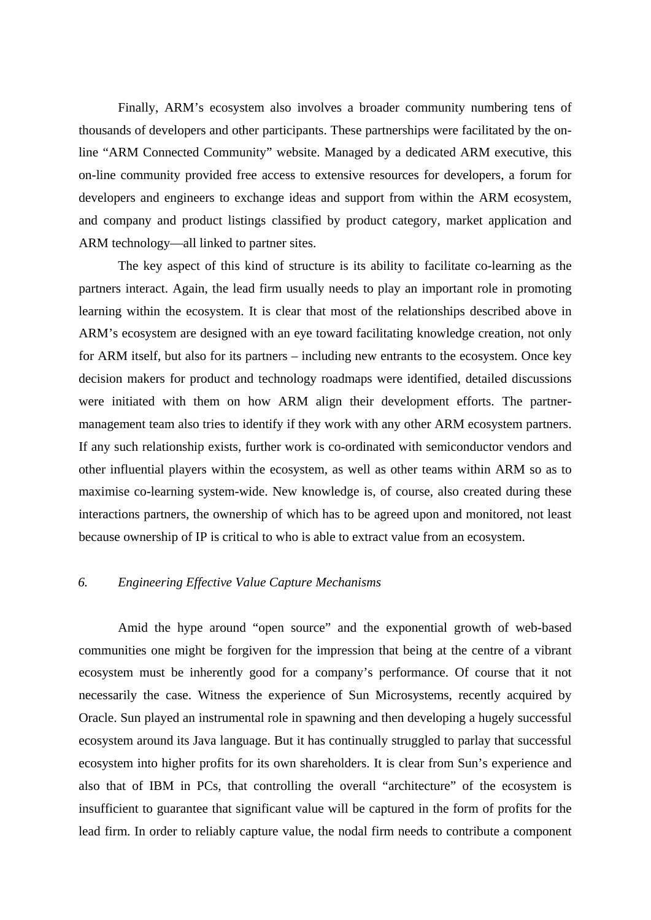Finally, ARM's ecosystem also involves a broader community numbering tens of thousands of developers and other participants. These partnerships were facilitated by the on-line "ARM Connected Community" website. Managed by a dedicated ARM executive, this on-line community provided free access to extensive resources for developers, a forum for developers and engineers to exchange ideas and support from within the ARM ecosystem, and company and product listings classified by product category, market application and ARM technology—all linked to partner sites.

The key aspect of this kind of structure is its ability to facilitate co-learning as the partners interact. Again, the lead firm usually needs to play an important role in promoting learning within the ecosystem. It is clear that most of the relationships described above in ARM's ecosystem are designed with an eye toward facilitating knowledge creation, not only for ARM itself, but also for its partners – including new entrants to the ecosystem. Once key decision makers for product and technology roadmaps were identified, detailed discussions were initiated with them on how ARM align their development efforts. The partner-management team also tries to identify if they work with any other ARM ecosystem partners. If any such relationship exists, further work is co-ordinated with semiconductor vendors and other influential players within the ecosystem, as well as other teams within ARM so as to maximise co-learning system-wide. New knowledge is, of course, also created during these interactions partners, the ownership of which has to be agreed upon and monitored, not least because ownership of IP is critical to who is able to extract value from an ecosystem.

## *6. Engineering Effective Value Capture Mechanisms*

Amid the hype around "open source" and the exponential growth of web-based communities one might be forgiven for the impression that being at the centre of a vibrant ecosystem must be inherently good for a company's performance. Of course that it not necessarily the case. Witness the experience of Sun Microsystems, recently acquired by Oracle. Sun played an instrumental role in spawning and then developing a hugely successful ecosystem around its Java language. But it has continually struggled to parlay that successful ecosystem into higher profits for its own shareholders. It is clear from Sun's experience and also that of IBM in PCs, that controlling the overall "architecture" of the ecosystem is insufficient to guarantee that significant value will be captured in the form of profits for the lead firm. In order to reliably capture value, the nodal firm needs to contribute a component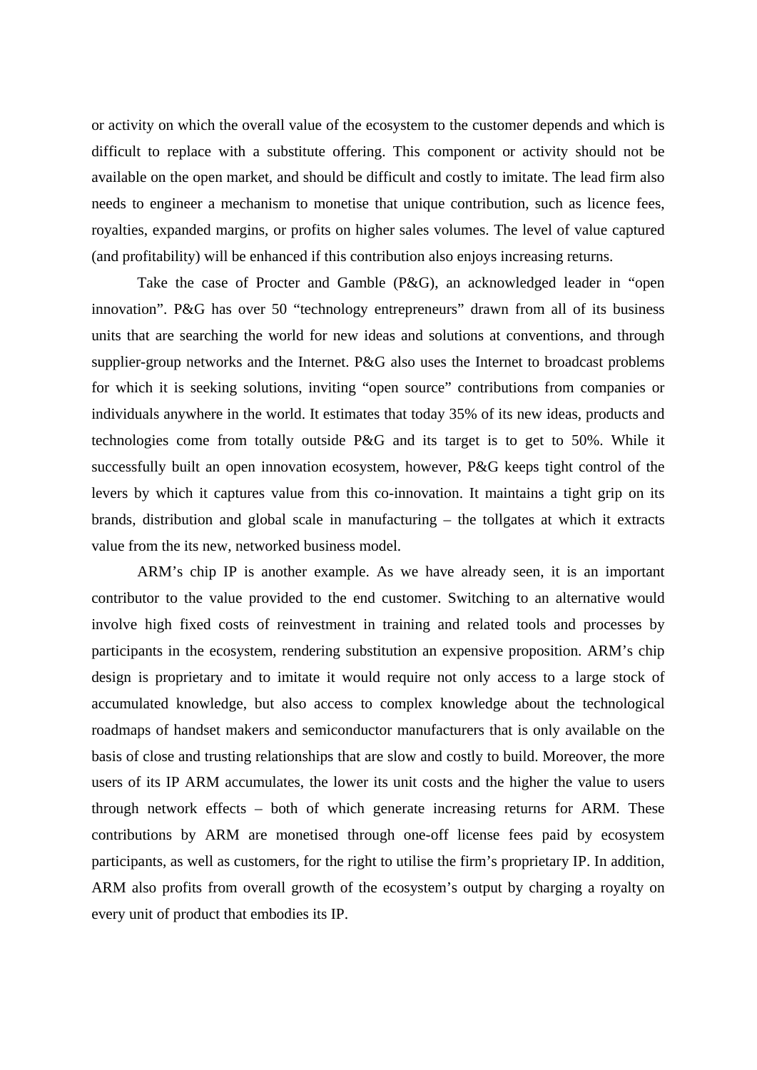or activity on which the overall value of the ecosystem to the customer depends and which is difficult to replace with a substitute offering. This component or activity should not be available on the open market, and should be difficult and costly to imitate. The lead firm also needs to engineer a mechanism to monetise that unique contribution, such as licence fees, royalties, expanded margins, or profits on higher sales volumes. The level of value captured (and profitability) will be enhanced if this contribution also enjoys increasing returns.

Take the case of Procter and Gamble (P&G), an acknowledged leader in "open innovation". P&G has over 50 "technology entrepreneurs" drawn from all of its business units that are searching the world for new ideas and solutions at conventions, and through supplier-group networks and the Internet. P&G also uses the Internet to broadcast problems for which it is seeking solutions, inviting "open source" contributions from companies or individuals anywhere in the world. It estimates that today 35% of its new ideas, products and technologies come from totally outside P&G and its target is to get to 50%. While it successfully built an open innovation ecosystem, however, P&G keeps tight control of the levers by which it captures value from this co-innovation. It maintains a tight grip on its brands, distribution and global scale in manufacturing – the tollgates at which it extracts value from the its new, networked business model.

ARM's chip IP is another example. As we have already seen, it is an important contributor to the value provided to the end customer. Switching to an alternative would involve high fixed costs of reinvestment in training and related tools and processes by participants in the ecosystem, rendering substitution an expensive proposition. ARM's chip design is proprietary and to imitate it would require not only access to a large stock of accumulated knowledge, but also access to complex knowledge about the technological roadmaps of handset makers and semiconductor manufacturers that is only available on the basis of close and trusting relationships that are slow and costly to build. Moreover, the more users of its IP ARM accumulates, the lower its unit costs and the higher the value to users through network effects – both of which generate increasing returns for ARM. These contributions by ARM are monetised through one-off license fees paid by ecosystem participants, as well as customers, for the right to utilise the firm's proprietary IP. In addition, ARM also profits from overall growth of the ecosystem's output by charging a royalty on every unit of product that embodies its IP.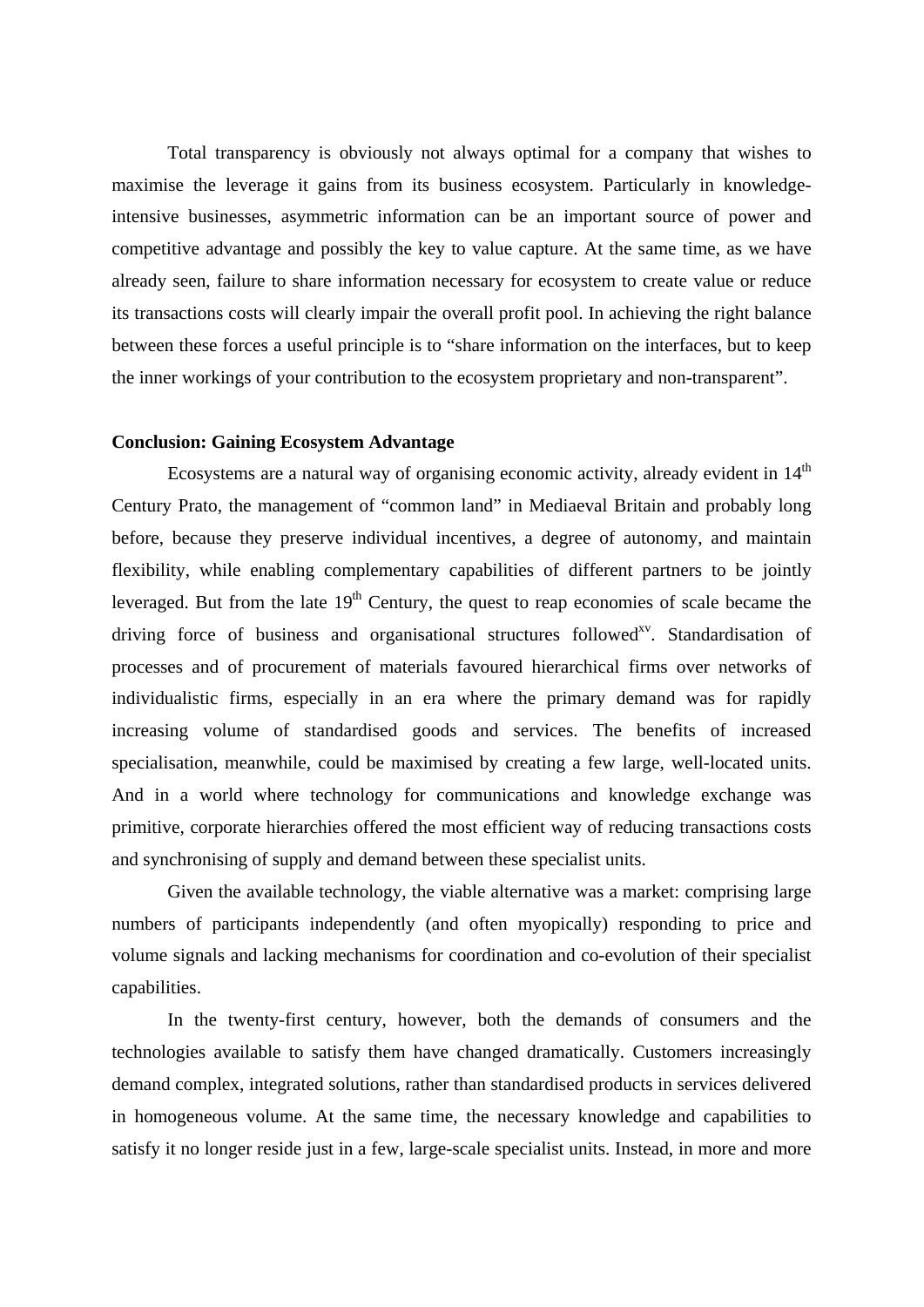Total transparency is obviously not always optimal for a company that wishes to maximise the leverage it gains from its business ecosystem. Particularly in knowledge-intensive businesses, asymmetric information can be an important source of power and competitive advantage and possibly the key to value capture. At the same time, as we have already seen, failure to share information necessary for ecosystem to create value or reduce its transactions costs will clearly impair the overall profit pool. In achieving the right balance between these forces a useful principle is to "share information on the interfaces, but to keep the inner workings of your contribution to the ecosystem proprietary and non-transparent".

**Conclusion: Gaining Ecosystem Advantage**

Ecosystems are a natural way of organising economic activity, already evident in 14th Century Prato, the management of "common land" in Mediaeval Britain and probably long before, because they preserve individual incentives, a degree of autonomy, and maintain flexibility, while enabling complementary capabilities of different partners to be jointly leveraged. But from the late 19th Century, the quest to reap economies of scale became the driving force of business and organisational structures followed[xv]. Standardisation of processes and of procurement of materials favoured hierarchical firms over networks of individualistic firms, especially in an era where the primary demand was for rapidly increasing volume of standardised goods and services. The benefits of increased specialisation, meanwhile, could be maximised by creating a few large, well-located units. And in a world where technology for communications and knowledge exchange was primitive, corporate hierarchies offered the most efficient way of reducing transactions costs and synchronising of supply and demand between these specialist units.

Given the available technology, the viable alternative was a market: comprising large numbers of participants independently (and often myopically) responding to price and volume signals and lacking mechanisms for coordination and co-evolution of their specialist capabilities.

In the twenty-first century, however, both the demands of consumers and the technologies available to satisfy them have changed dramatically. Customers increasingly demand complex, integrated solutions, rather than standardised products in services delivered in homogeneous volume. At the same time, the necessary knowledge and capabilities to satisfy it no longer reside just in a few, large-scale specialist units. Instead, in more and more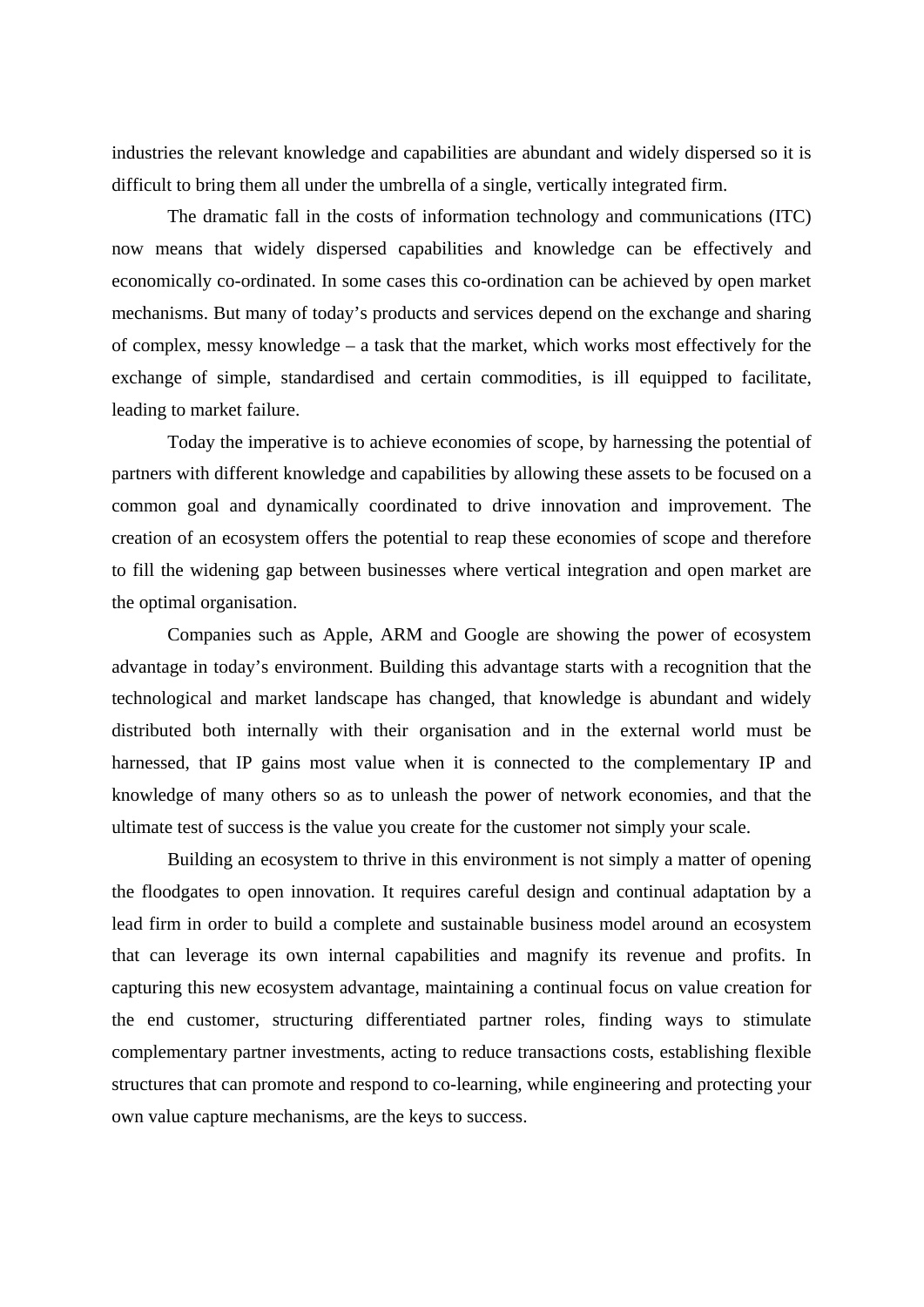industries the relevant knowledge and capabilities are abundant and widely dispersed so it is difficult to bring them all under the umbrella of a single, vertically integrated firm.

The dramatic fall in the costs of information technology and communications (ITC) now means that widely dispersed capabilities and knowledge can be effectively and economically co-ordinated. In some cases this co-ordination can be achieved by open market mechanisms. But many of today's products and services depend on the exchange and sharing of complex, messy knowledge – a task that the market, which works most effectively for the exchange of simple, standardised and certain commodities, is ill equipped to facilitate, leading to market failure.

Today the imperative is to achieve economies of scope, by harnessing the potential of partners with different knowledge and capabilities by allowing these assets to be focused on a common goal and dynamically coordinated to drive innovation and improvement. The creation of an ecosystem offers the potential to reap these economies of scope and therefore to fill the widening gap between businesses where vertical integration and open market are the optimal organisation.

Companies such as Apple, ARM and Google are showing the power of ecosystem advantage in today's environment. Building this advantage starts with a recognition that the technological and market landscape has changed, that knowledge is abundant and widely distributed both internally with their organisation and in the external world must be harnessed, that IP gains most value when it is connected to the complementary IP and knowledge of many others so as to unleash the power of network economies, and that the ultimate test of success is the value you create for the customer not simply your scale.

Building an ecosystem to thrive in this environment is not simply a matter of opening the floodgates to open innovation. It requires careful design and continual adaptation by a lead firm in order to build a complete and sustainable business model around an ecosystem that can leverage its own internal capabilities and magnify its revenue and profits. In capturing this new ecosystem advantage, maintaining a continual focus on value creation for the end customer, structuring differentiated partner roles, finding ways to stimulate complementary partner investments, acting to reduce transactions costs, establishing flexible structures that can promote and respond to co-learning, while engineering and protecting your own value capture mechanisms, are the keys to success.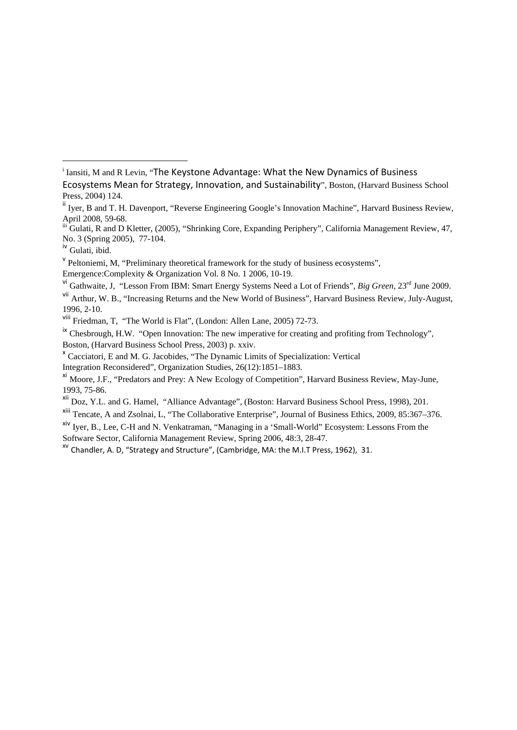[i] Iansiti, M and R Levin, "The Keystone Advantage: What the New Dynamics of Business Ecosystems Mean for Strategy, Innovation, and Sustainability", Boston, (Harvard Business School Press, 2004) 124.

[ii] Iyer, B and T. H. Davenport, "Reverse Engineering Google's Innovation Machine", Harvard Business Review, April 2008, 59-68.

[iii] Gulati, R and D Kletter, (2005), "Shrinking Core, Expanding Periphery", California Management Review, 47, No. 3 (Spring 2005), 77-104.

[iv] Gulati, ibid.

[v] Peltoniemi, M, "Preliminary theoretical framework for the study of business ecosystems", Emergence:Complexity & Organization Vol. 8 No. 1 2006, 10-19.

[vi] Gathwaite, J, "Lesson From IBM: Smart Energy Systems Need a Lot of Friends", *Big Green*, 23rd June 2009.

[vii] Arthur, W. B., "Increasing Returns and the New World of Business", Harvard Business Review, July-August, 1996, 2-10.

[viii] Friedman, T, "The World is Flat", (London: Allen Lane, 2005) 72-73.

[ix] Chesbrough, H.W. "Open Innovation: The new imperative for creating and profiting from Technology", Boston, (Harvard Business School Press, 2003) p. xxiv.

[x] Cacciatori, E and M. G. Jacobides, "The Dynamic Limits of Specialization: Vertical Integration Reconsidered", Organization Studies, 26(12):1851–1883.

[xi] Moore, J.F., "Predators and Prey: A New Ecology of Competition", Harvard Business Review, May-June, 1993, 75-86.

[xii] Doz, Y.L. and G. Hamel, "Alliance Advantage", (Boston: Harvard Business School Press, 1998), 201.

[xiii] Tencate, A and Zsolnai, L, "The Collaborative Enterprise", Journal of Business Ethics, 2009, 85:367–376.

[xiv] Iyer, B., Lee, C-H and N. Venkatraman, "Managing in a 'Small-World" Ecosystem: Lessons From the Software Sector, California Management Review, Spring 2006, 48:3, 28-47.

[xv] Chandler, A. D, "Strategy and Structure", (Cambridge, MA: the M.I.T Press, 1962), 31.